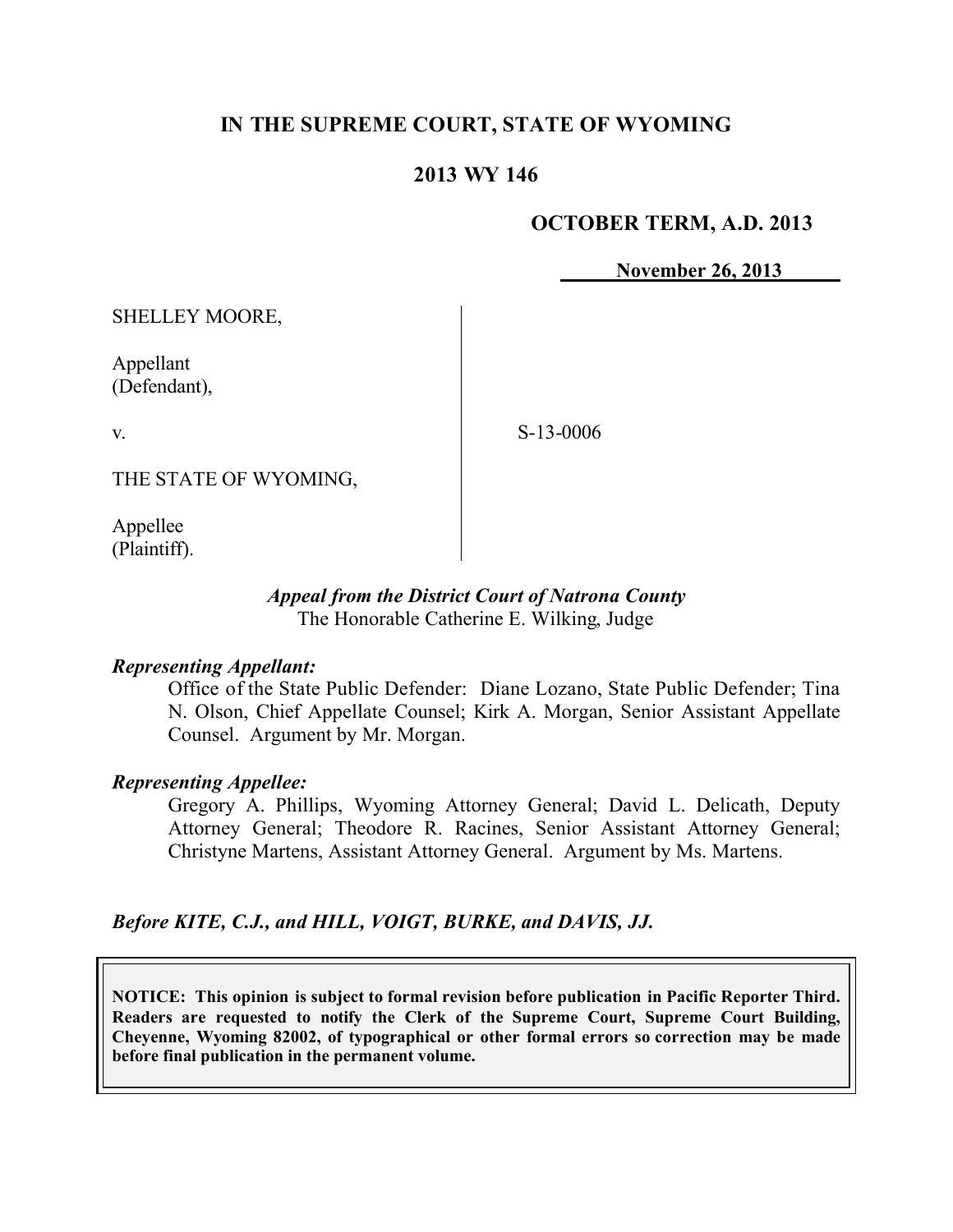# IN THE SUPREME COURT, STATE OF WYOMING

## 2013 WY 146

**OCTOBER TERM, A.D. 2013**

**November 26, 2013**

SHELLEY MOORE,

Appellant
(Defendant),

v.

THE STATE OF WYOMING,

Appellee
(Plaintiff).

S-13-0006

*Appeal from the District Court of Natrona County*
The Honorable Catherine E. Wilking, Judge

***Representing Appellant:***

Office of the State Public Defender: Diane Lozano, State Public Defender; Tina N. Olson, Chief Appellate Counsel; Kirk A. Morgan, Senior Assistant Appellate Counsel. Argument by Mr. Morgan.

***Representing Appellee:***

Gregory A. Phillips, Wyoming Attorney General; David L. Delicath, Deputy Attorney General; Theodore R. Racines, Senior Assistant Attorney General; Christyne Martens, Assistant Attorney General. Argument by Ms. Martens.

***Before KITE, C.J., and HILL, VOIGT, BURKE, and DAVIS, JJ.***

**NOTICE: This opinion is subject to formal revision before publication in Pacific Reporter Third. Readers are requested to notify the Clerk of the Supreme Court, Supreme Court Building, Cheyenne, Wyoming 82002, of typographical or other formal errors so correction may be made before final publication in the permanent volume.**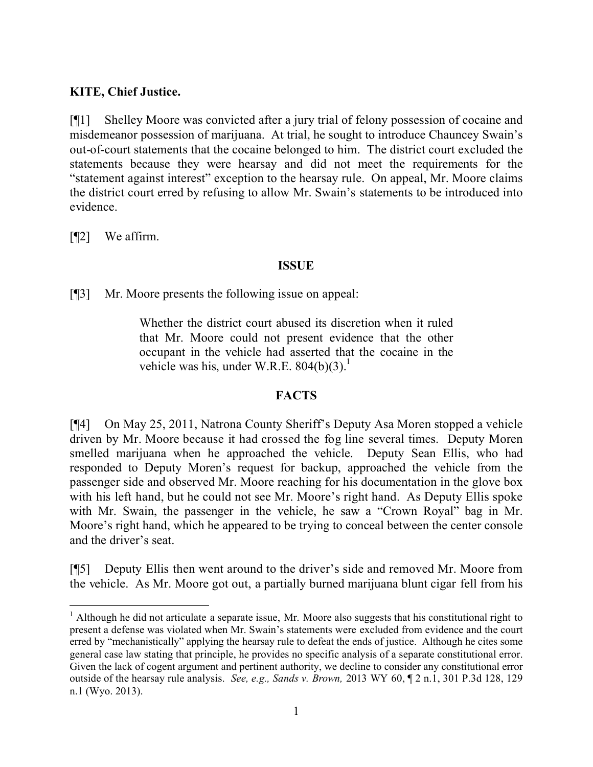**KITE, Chief Justice.**

[¶1] Shelley Moore was convicted after a jury trial of felony possession of cocaine and misdemeanor possession of marijuana. At trial, he sought to introduce Chauncey Swain's out-of-court statements that the cocaine belonged to him. The district court excluded the statements because they were hearsay and did not meet the requirements for the "statement against interest" exception to the hearsay rule. On appeal, Mr. Moore claims the district court erred by refusing to allow Mr. Swain's statements to be introduced into evidence.

[¶2] We affirm.

## ISSUE

[¶3] Mr. Moore presents the following issue on appeal:

> Whether the district court abused its discretion when it ruled that Mr. Moore could not present evidence that the other occupant in the vehicle had asserted that the cocaine in the vehicle was his, under W.R.E. 804(b)(3).[1]

## FACTS

[¶4] On May 25, 2011, Natrona County Sheriff's Deputy Asa Moren stopped a vehicle driven by Mr. Moore because it had crossed the fog line several times. Deputy Moren smelled marijuana when he approached the vehicle. Deputy Sean Ellis, who had responded to Deputy Moren's request for backup, approached the vehicle from the passenger side and observed Mr. Moore reaching for his documentation in the glove box with his left hand, but he could not see Mr. Moore's right hand. As Deputy Ellis spoke with Mr. Swain, the passenger in the vehicle, he saw a "Crown Royal" bag in Mr. Moore's right hand, which he appeared to be trying to conceal between the center console and the driver's seat.

[¶5] Deputy Ellis then went around to the driver's side and removed Mr. Moore from the vehicle. As Mr. Moore got out, a partially burned marijuana blunt cigar fell from his

---

[1] Although he did not articulate a separate issue, Mr. Moore also suggests that his constitutional right to present a defense was violated when Mr. Swain's statements were excluded from evidence and the court erred by "mechanistically" applying the hearsay rule to defeat the ends of justice. Although he cites some general case law stating that principle, he provides no specific analysis of a separate constitutional error. Given the lack of cogent argument and pertinent authority, we decline to consider any constitutional error outside of the hearsay rule analysis. *See, e.g., Sands v. Brown,* 2013 WY 60, ¶ 2 n.1, 301 P.3d 128, 129 n.1 (Wyo. 2013).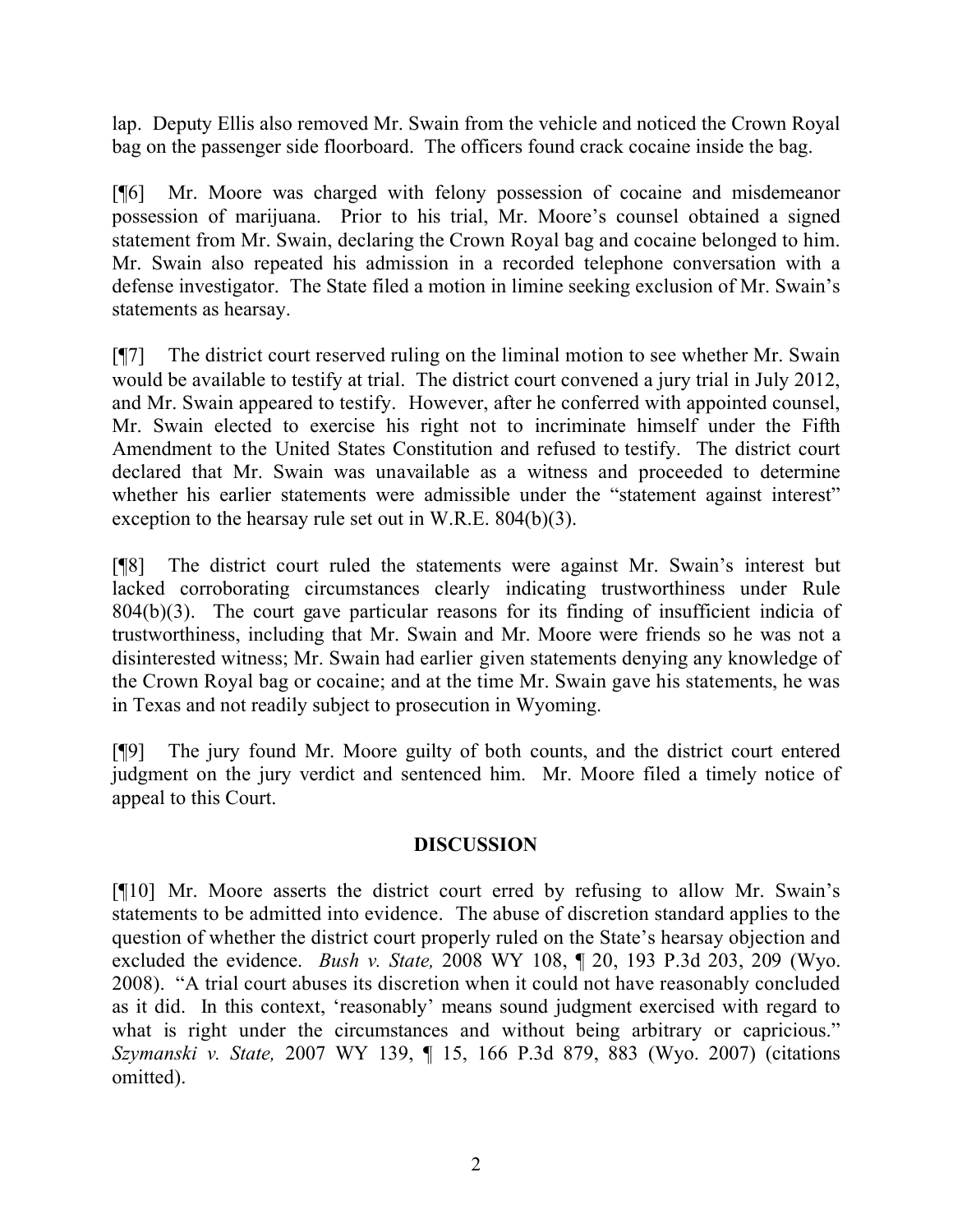lap. Deputy Ellis also removed Mr. Swain from the vehicle and noticed the Crown Royal bag on the passenger side floorboard. The officers found crack cocaine inside the bag.

[¶6] Mr. Moore was charged with felony possession of cocaine and misdemeanor possession of marijuana. Prior to his trial, Mr. Moore's counsel obtained a signed statement from Mr. Swain, declaring the Crown Royal bag and cocaine belonged to him. Mr. Swain also repeated his admission in a recorded telephone conversation with a defense investigator. The State filed a motion in limine seeking exclusion of Mr. Swain's statements as hearsay.

[¶7] The district court reserved ruling on the liminal motion to see whether Mr. Swain would be available to testify at trial. The district court convened a jury trial in July 2012, and Mr. Swain appeared to testify. However, after he conferred with appointed counsel, Mr. Swain elected to exercise his right not to incriminate himself under the Fifth Amendment to the United States Constitution and refused to testify. The district court declared that Mr. Swain was unavailable as a witness and proceeded to determine whether his earlier statements were admissible under the "statement against interest" exception to the hearsay rule set out in W.R.E. 804(b)(3).

[¶8] The district court ruled the statements were against Mr. Swain's interest but lacked corroborating circumstances clearly indicating trustworthiness under Rule 804(b)(3). The court gave particular reasons for its finding of insufficient indicia of trustworthiness, including that Mr. Swain and Mr. Moore were friends so he was not a disinterested witness; Mr. Swain had earlier given statements denying any knowledge of the Crown Royal bag or cocaine; and at the time Mr. Swain gave his statements, he was in Texas and not readily subject to prosecution in Wyoming.

[¶9] The jury found Mr. Moore guilty of both counts, and the district court entered judgment on the jury verdict and sentenced him. Mr. Moore filed a timely notice of appeal to this Court.

## DISCUSSION

[¶10] Mr. Moore asserts the district court erred by refusing to allow Mr. Swain's statements to be admitted into evidence. The abuse of discretion standard applies to the question of whether the district court properly ruled on the State's hearsay objection and excluded the evidence. *Bush v. State,* 2008 WY 108, ¶ 20, 193 P.3d 203, 209 (Wyo. 2008). "A trial court abuses its discretion when it could not have reasonably concluded as it did. In this context, 'reasonably' means sound judgment exercised with regard to what is right under the circumstances and without being arbitrary or capricious." *Szymanski v. State,* 2007 WY 139, ¶ 15, 166 P.3d 879, 883 (Wyo. 2007) (citations omitted).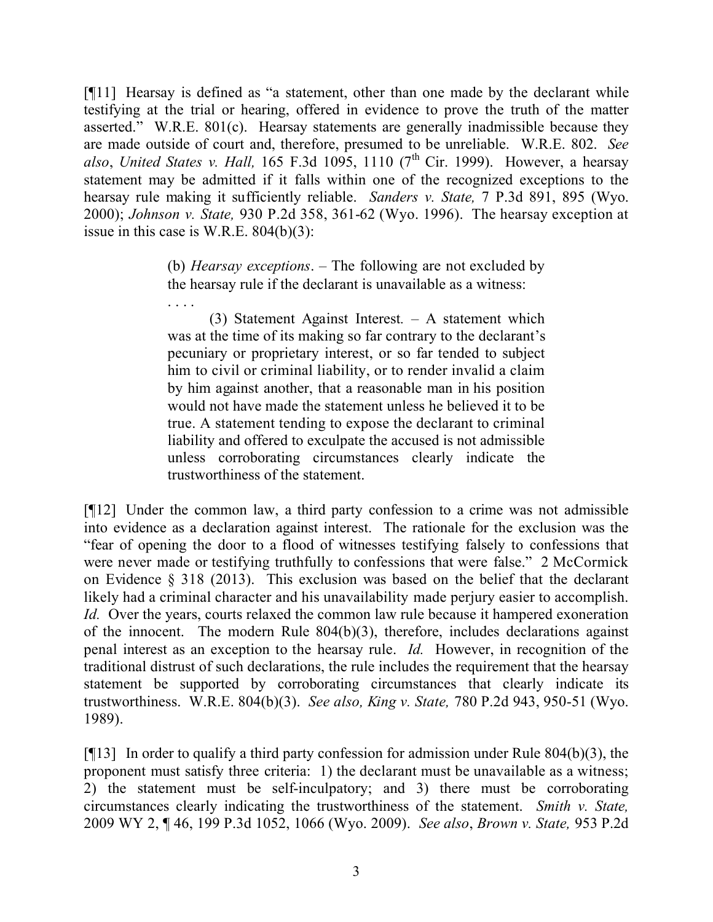[¶11] Hearsay is defined as "a statement, other than one made by the declarant while testifying at the trial or hearing, offered in evidence to prove the truth of the matter asserted." W.R.E. 801(c). Hearsay statements are generally inadmissible because they are made outside of court and, therefore, presumed to be unreliable. W.R.E. 802. *See also*, *United States v. Hall,* 165 F.3d 1095, 1110 (7th Cir. 1999). However, a hearsay statement may be admitted if it falls within one of the recognized exceptions to the hearsay rule making it sufficiently reliable. *Sanders v. State,* 7 P.3d 891, 895 (Wyo. 2000); *Johnson v. State,* 930 P.2d 358, 361-62 (Wyo. 1996). The hearsay exception at issue in this case is W.R.E. 804(b)(3):

> (b) *Hearsay exceptions*. – The following are not excluded by the hearsay rule if the declarant is unavailable as a witness:
>
> . . . .
>
> (3) Statement Against Interest. – A statement which was at the time of its making so far contrary to the declarant's pecuniary or proprietary interest, or so far tended to subject him to civil or criminal liability, or to render invalid a claim by him against another, that a reasonable man in his position would not have made the statement unless he believed it to be true. A statement tending to expose the declarant to criminal liability and offered to exculpate the accused is not admissible unless corroborating circumstances clearly indicate the trustworthiness of the statement.

[¶12] Under the common law, a third party confession to a crime was not admissible into evidence as a declaration against interest. The rationale for the exclusion was the "fear of opening the door to a flood of witnesses testifying falsely to confessions that were never made or testifying truthfully to confessions that were false." 2 McCormick on Evidence § 318 (2013). This exclusion was based on the belief that the declarant likely had a criminal character and his unavailability made perjury easier to accomplish. *Id.* Over the years, courts relaxed the common law rule because it hampered exoneration of the innocent. The modern Rule 804(b)(3), therefore, includes declarations against penal interest as an exception to the hearsay rule. *Id.* However, in recognition of the traditional distrust of such declarations, the rule includes the requirement that the hearsay statement be supported by corroborating circumstances that clearly indicate its trustworthiness. W.R.E. 804(b)(3). *See also, King v. State,* 780 P.2d 943, 950-51 (Wyo. 1989).

[¶13] In order to qualify a third party confession for admission under Rule 804(b)(3), the proponent must satisfy three criteria: 1) the declarant must be unavailable as a witness; 2) the statement must be self-inculpatory; and 3) there must be corroborating circumstances clearly indicating the trustworthiness of the statement. *Smith v. State,* 2009 WY 2, ¶ 46, 199 P.3d 1052, 1066 (Wyo. 2009). *See also*, *Brown v. State,* 953 P.2d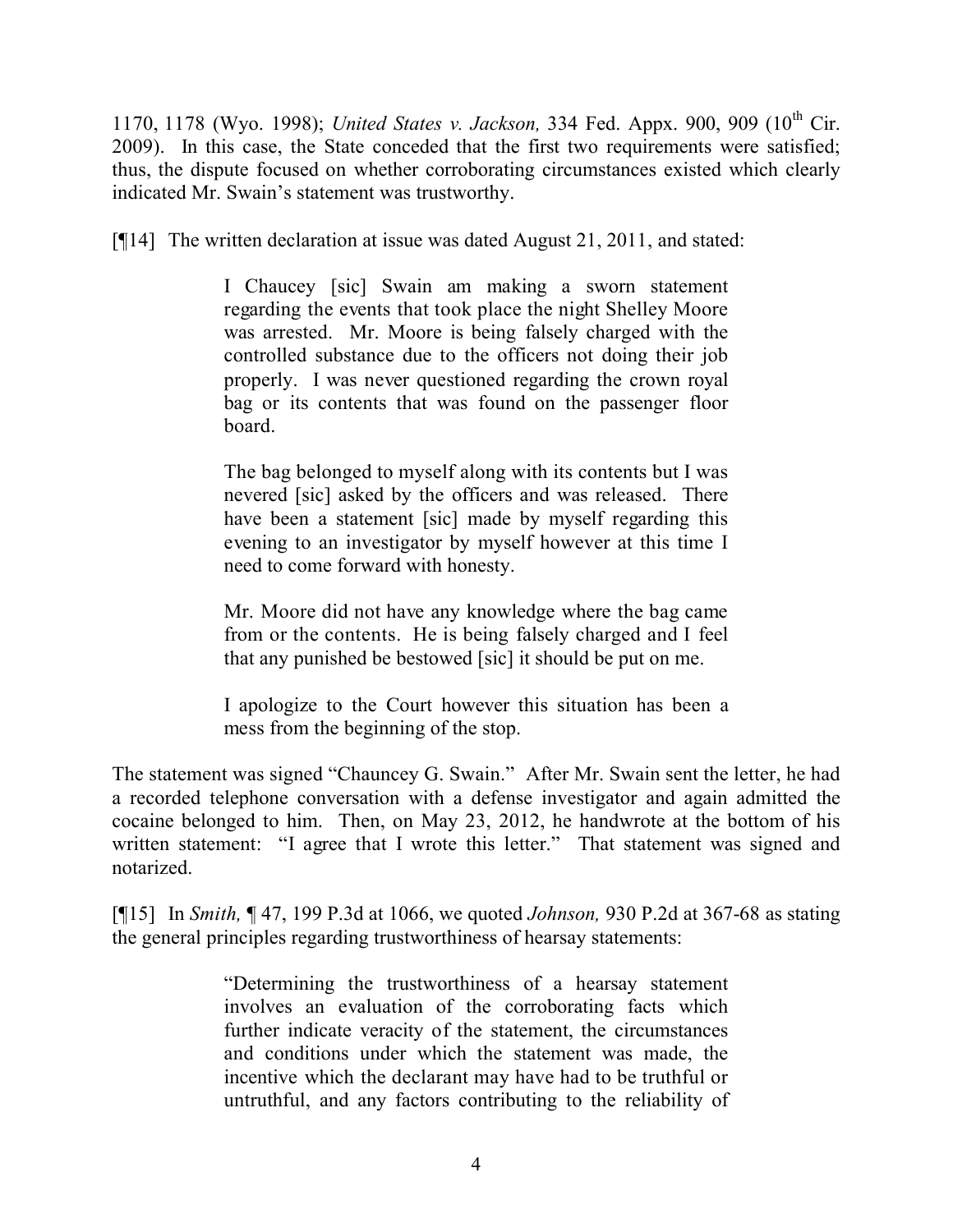1170, 1178 (Wyo. 1998); *United States v. Jackson,* 334 Fed. Appx. 900, 909 (10th Cir. 2009). In this case, the State conceded that the first two requirements were satisfied; thus, the dispute focused on whether corroborating circumstances existed which clearly indicated Mr. Swain's statement was trustworthy.

[¶14] The written declaration at issue was dated August 21, 2011, and stated:

> I Chaucey [sic] Swain am making a sworn statement regarding the events that took place the night Shelley Moore was arrested. Mr. Moore is being falsely charged with the controlled substance due to the officers not doing their job properly. I was never questioned regarding the crown royal bag or its contents that was found on the passenger floor board.
>
> The bag belonged to myself along with its contents but I was nevered [sic] asked by the officers and was released. There have been a statement [sic] made by myself regarding this evening to an investigator by myself however at this time I need to come forward with honesty.
>
> Mr. Moore did not have any knowledge where the bag came from or the contents. He is being falsely charged and I feel that any punished be bestowed [sic] it should be put on me.
>
> I apologize to the Court however this situation has been a mess from the beginning of the stop.

The statement was signed "Chauncey G. Swain." After Mr. Swain sent the letter, he had a recorded telephone conversation with a defense investigator and again admitted the cocaine belonged to him. Then, on May 23, 2012, he handwrote at the bottom of his written statement: "I agree that I wrote this letter." That statement was signed and notarized.

[¶15] In *Smith,* ¶ 47, 199 P.3d at 1066, we quoted *Johnson,* 930 P.2d at 367-68 as stating the general principles regarding trustworthiness of hearsay statements:

> "Determining the trustworthiness of a hearsay statement involves an evaluation of the corroborating facts which further indicate veracity of the statement, the circumstances and conditions under which the statement was made, the incentive which the declarant may have had to be truthful or untruthful, and any factors contributing to the reliability of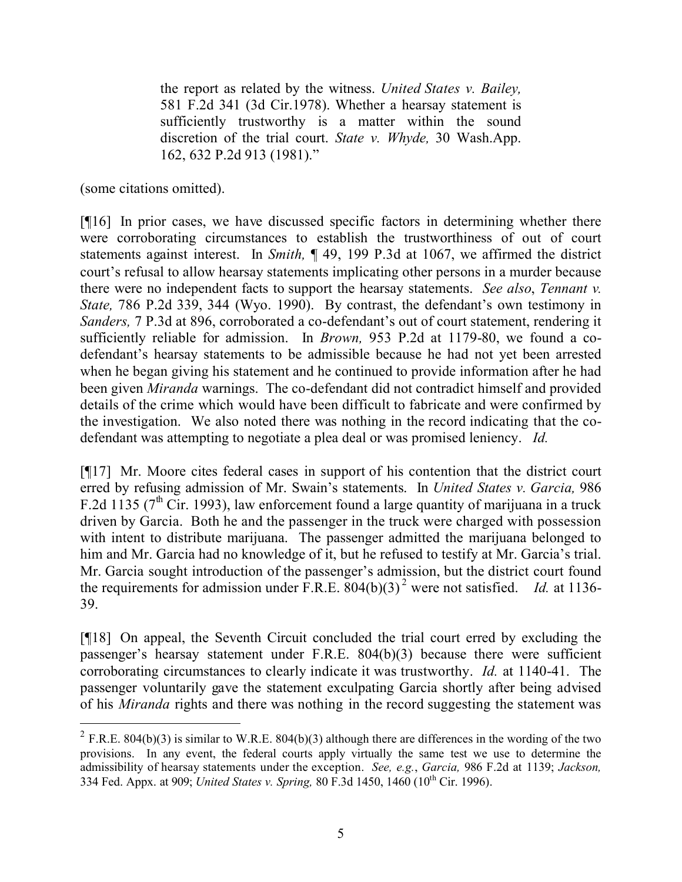> the report as related by the witness. *United States v. Bailey,* 581 F.2d 341 (3d Cir.1978). Whether a hearsay statement is sufficiently trustworthy is a matter within the sound discretion of the trial court. *State v. Whyde,* 30 Wash.App. 162, 632 P.2d 913 (1981)."

(some citations omitted).

[¶16] In prior cases, we have discussed specific factors in determining whether there were corroborating circumstances to establish the trustworthiness of out of court statements against interest. In *Smith,* ¶ 49, 199 P.3d at 1067, we affirmed the district court's refusal to allow hearsay statements implicating other persons in a murder because there were no independent facts to support the hearsay statements. *See also*, *Tennant v. State,* 786 P.2d 339, 344 (Wyo. 1990). By contrast, the defendant's own testimony in *Sanders,* 7 P.3d at 896, corroborated a co-defendant's out of court statement, rendering it sufficiently reliable for admission. In *Brown,* 953 P.2d at 1179-80, we found a co-defendant's hearsay statements to be admissible because he had not yet been arrested when he began giving his statement and he continued to provide information after he had been given *Miranda* warnings. The co-defendant did not contradict himself and provided details of the crime which would have been difficult to fabricate and were confirmed by the investigation. We also noted there was nothing in the record indicating that the co-defendant was attempting to negotiate a plea deal or was promised leniency. *Id.*

[¶17] Mr. Moore cites federal cases in support of his contention that the district court erred by refusing admission of Mr. Swain's statements. In *United States v. Garcia,* 986 F.2d 1135 (7th Cir. 1993), law enforcement found a large quantity of marijuana in a truck driven by Garcia. Both he and the passenger in the truck were charged with possession with intent to distribute marijuana. The passenger admitted the marijuana belonged to him and Mr. Garcia had no knowledge of it, but he refused to testify at Mr. Garcia's trial. Mr. Garcia sought introduction of the passenger's admission, but the district court found the requirements for admission under F.R.E. 804(b)(3)[2] were not satisfied. *Id.* at 1136-39.

[¶18] On appeal, the Seventh Circuit concluded the trial court erred by excluding the passenger's hearsay statement under F.R.E. 804(b)(3) because there were sufficient corroborating circumstances to clearly indicate it was trustworthy. *Id.* at 1140-41. The passenger voluntarily gave the statement exculpating Garcia shortly after being advised of his *Miranda* rights and there was nothing in the record suggesting the statement was

---

[2] F.R.E. 804(b)(3) is similar to W.R.E. 804(b)(3) although there are differences in the wording of the two provisions. In any event, the federal courts apply virtually the same test we use to determine the admissibility of hearsay statements under the exception. *See, e.g.*, *Garcia,* 986 F.2d at 1139; *Jackson,* 334 Fed. Appx. at 909; *United States v. Spring,* 80 F.3d 1450, 1460 (10th Cir. 1996).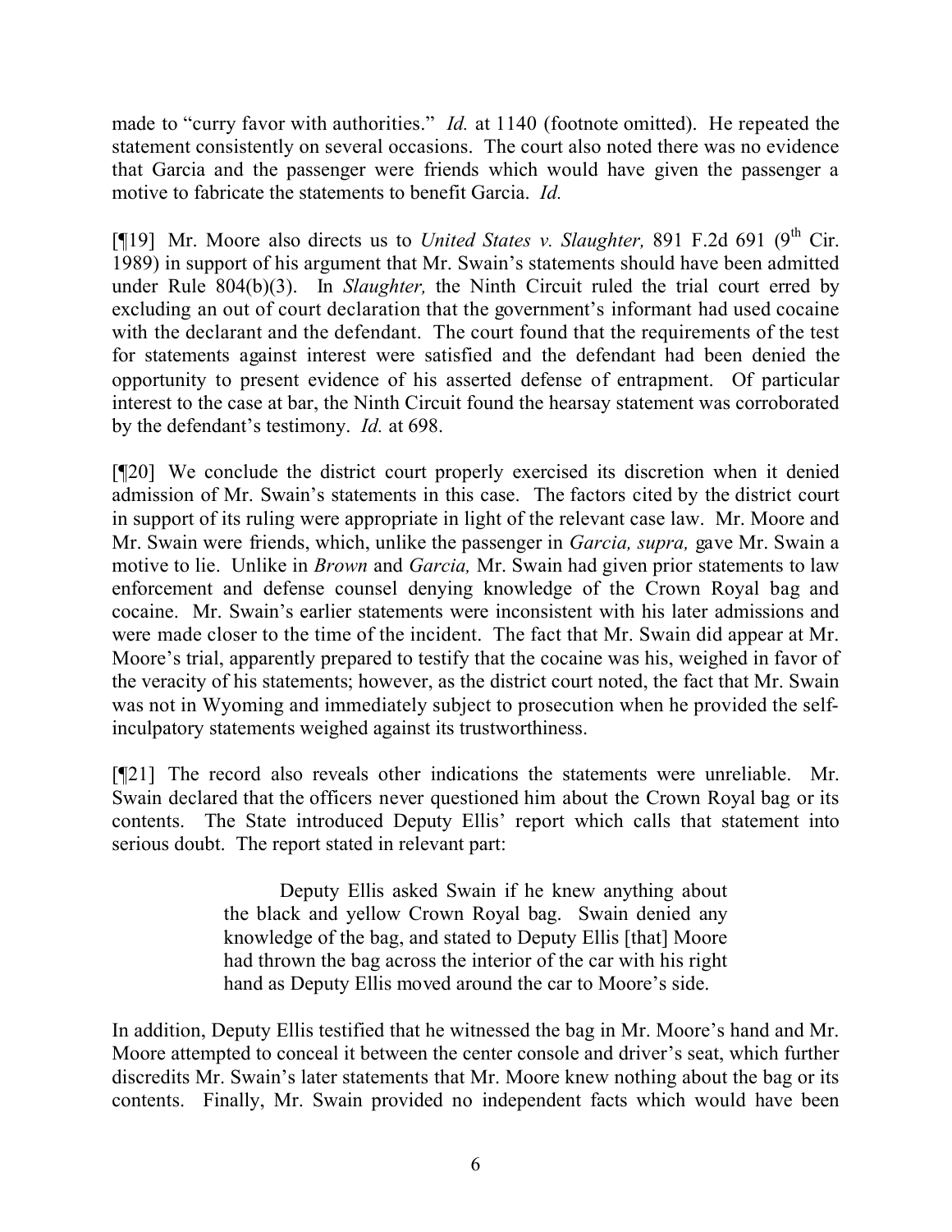made to "curry favor with authorities." *Id.* at 1140 (footnote omitted). He repeated the statement consistently on several occasions. The court also noted there was no evidence that Garcia and the passenger were friends which would have given the passenger a motive to fabricate the statements to benefit Garcia. *Id.*

[¶19] Mr. Moore also directs us to *United States v. Slaughter,* 891 F.2d 691 (9th Cir. 1989) in support of his argument that Mr. Swain's statements should have been admitted under Rule 804(b)(3). In *Slaughter,* the Ninth Circuit ruled the trial court erred by excluding an out of court declaration that the government's informant had used cocaine with the declarant and the defendant. The court found that the requirements of the test for statements against interest were satisfied and the defendant had been denied the opportunity to present evidence of his asserted defense of entrapment. Of particular interest to the case at bar, the Ninth Circuit found the hearsay statement was corroborated by the defendant's testimony. *Id.* at 698.

[¶20] We conclude the district court properly exercised its discretion when it denied admission of Mr. Swain's statements in this case. The factors cited by the district court in support of its ruling were appropriate in light of the relevant case law. Mr. Moore and Mr. Swain were friends, which, unlike the passenger in *Garcia, supra,* gave Mr. Swain a motive to lie. Unlike in *Brown* and *Garcia,* Mr. Swain had given prior statements to law enforcement and defense counsel denying knowledge of the Crown Royal bag and cocaine. Mr. Swain's earlier statements were inconsistent with his later admissions and were made closer to the time of the incident. The fact that Mr. Swain did appear at Mr. Moore's trial, apparently prepared to testify that the cocaine was his, weighed in favor of the veracity of his statements; however, as the district court noted, the fact that Mr. Swain was not in Wyoming and immediately subject to prosecution when he provided the self-inculpatory statements weighed against its trustworthiness.

[¶21] The record also reveals other indications the statements were unreliable. Mr. Swain declared that the officers never questioned him about the Crown Royal bag or its contents. The State introduced Deputy Ellis' report which calls that statement into serious doubt. The report stated in relevant part:

> Deputy Ellis asked Swain if he knew anything about the black and yellow Crown Royal bag. Swain denied any knowledge of the bag, and stated to Deputy Ellis [that] Moore had thrown the bag across the interior of the car with his right hand as Deputy Ellis moved around the car to Moore's side.

In addition, Deputy Ellis testified that he witnessed the bag in Mr. Moore's hand and Mr. Moore attempted to conceal it between the center console and driver's seat, which further discredits Mr. Swain's later statements that Mr. Moore knew nothing about the bag or its contents. Finally, Mr. Swain provided no independent facts which would have been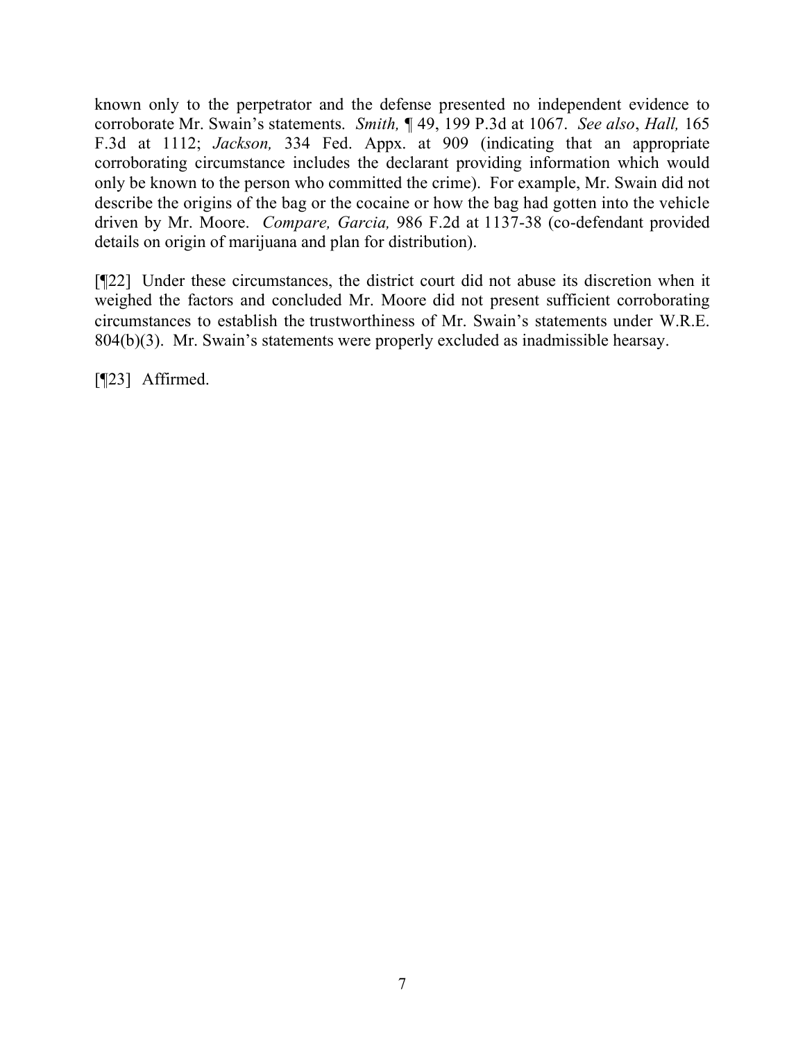known only to the perpetrator and the defense presented no independent evidence to corroborate Mr. Swain's statements. *Smith,* ¶ 49, 199 P.3d at 1067. *See also*, *Hall,* 165 F.3d at 1112; *Jackson,* 334 Fed. Appx. at 909 (indicating that an appropriate corroborating circumstance includes the declarant providing information which would only be known to the person who committed the crime). For example, Mr. Swain did not describe the origins of the bag or the cocaine or how the bag had gotten into the vehicle driven by Mr. Moore. *Compare, Garcia,* 986 F.2d at 1137-38 (co-defendant provided details on origin of marijuana and plan for distribution).

[¶22] Under these circumstances, the district court did not abuse its discretion when it weighed the factors and concluded Mr. Moore did not present sufficient corroborating circumstances to establish the trustworthiness of Mr. Swain's statements under W.R.E. 804(b)(3). Mr. Swain's statements were properly excluded as inadmissible hearsay.

[¶23] Affirmed.